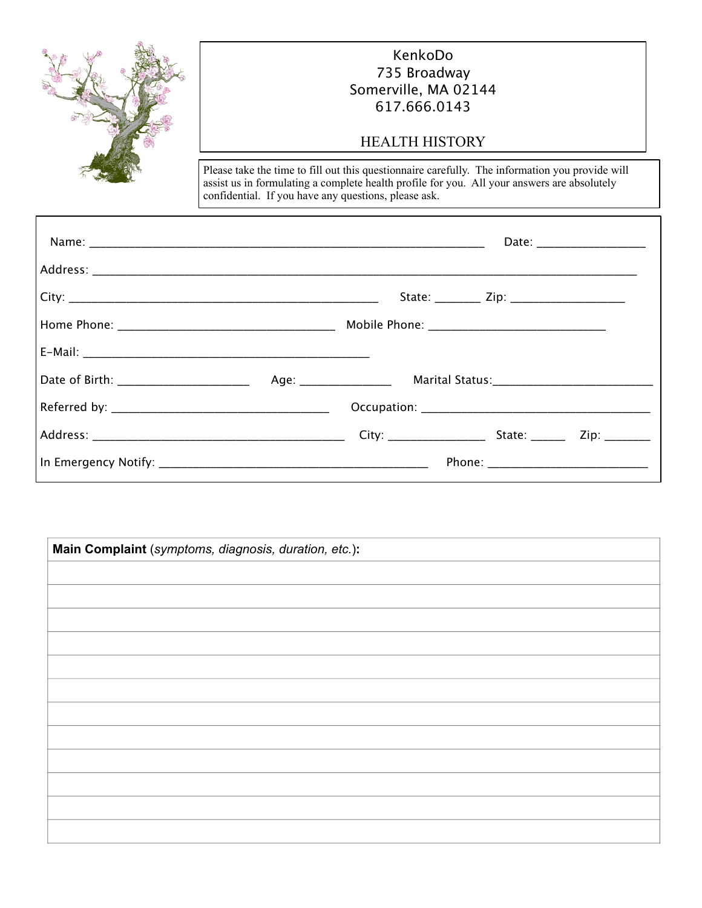KenkoDo
735 Broadway
Somerville, MA 02144
617.666.0143

# HEALTH HISTORY

Please take the time to fill out this questionnaire carefully. The information you provide will assist us in formulating a complete health profile for you. All your answers are absolutely confidential. If you have any questions, please ask.

Name: ________________________________________________________________ Date: _________________

Address: ________________________________________________________________________________________

City: __________________________________________________ State: _______ Zip: __________________

Home Phone: ___________________________________ Mobile Phone: ____________________________

E-Mail: _______________________________________________

Date of Birth: ____________________ Age: ______________ Marital Status:__________________________

Referred by: __________________________________ Occupation: _____________________________________

Address: _________________________________________ City: _______________ State: ______ Zip: _______

In Emergency Notify: ___________________________________________ Phone: __________________________

| **Main Complaint** (*symptoms, diagnosis, duration, etc.*)**:** |
| --- |
| |
| |
| |
| |
| |
| |
| |
| |
| |
| |
| |
| |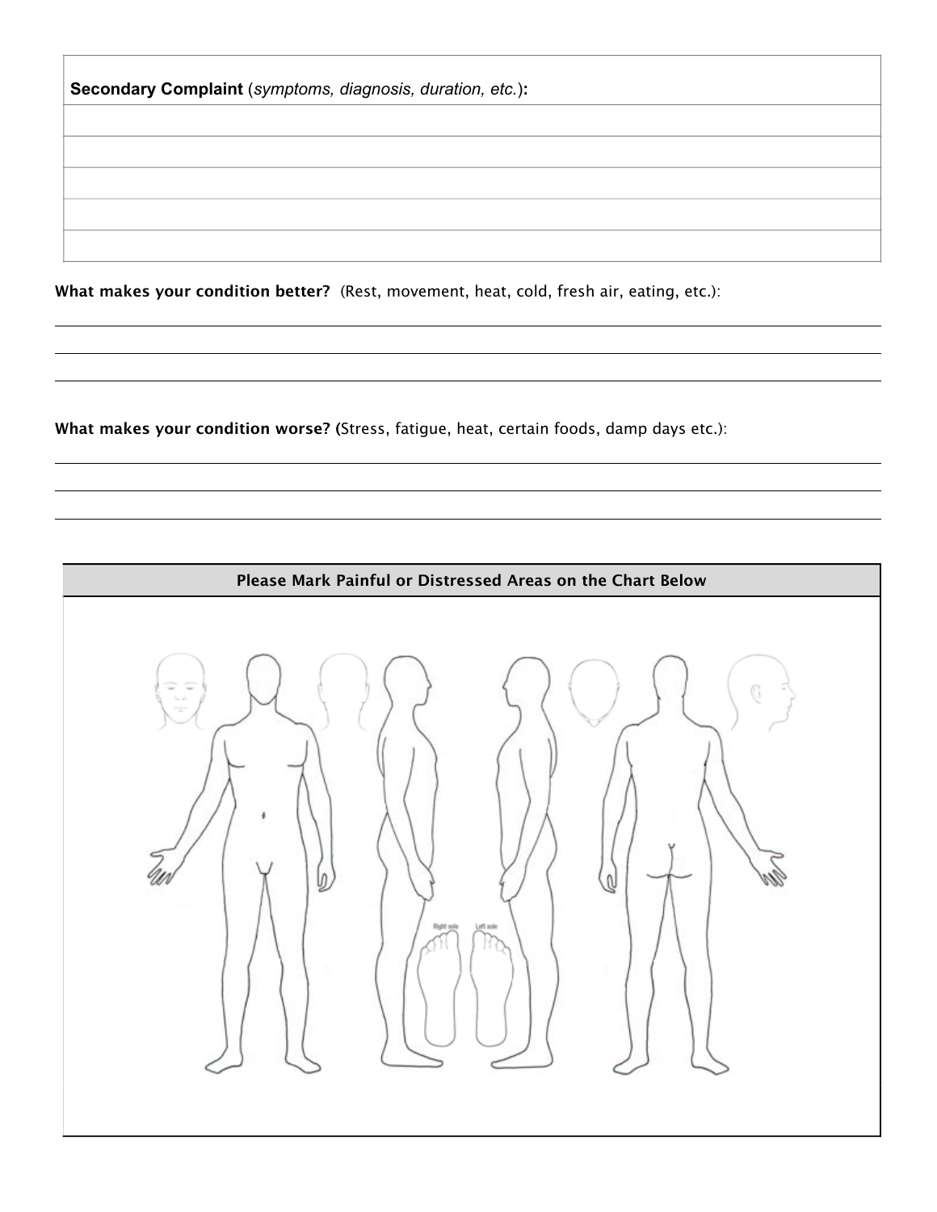**Secondary Complaint** (*symptoms, diagnosis, duration, etc.*)**:**

**What makes your condition better?** (Rest, movement, heat, cold, fresh air, eating, etc.):

**What makes your condition worse?** (Stress, fatigue, heat, certain foods, damp days etc.):

**Please Mark Painful or Distressed Areas on the Chart Below**

Right sole Left sole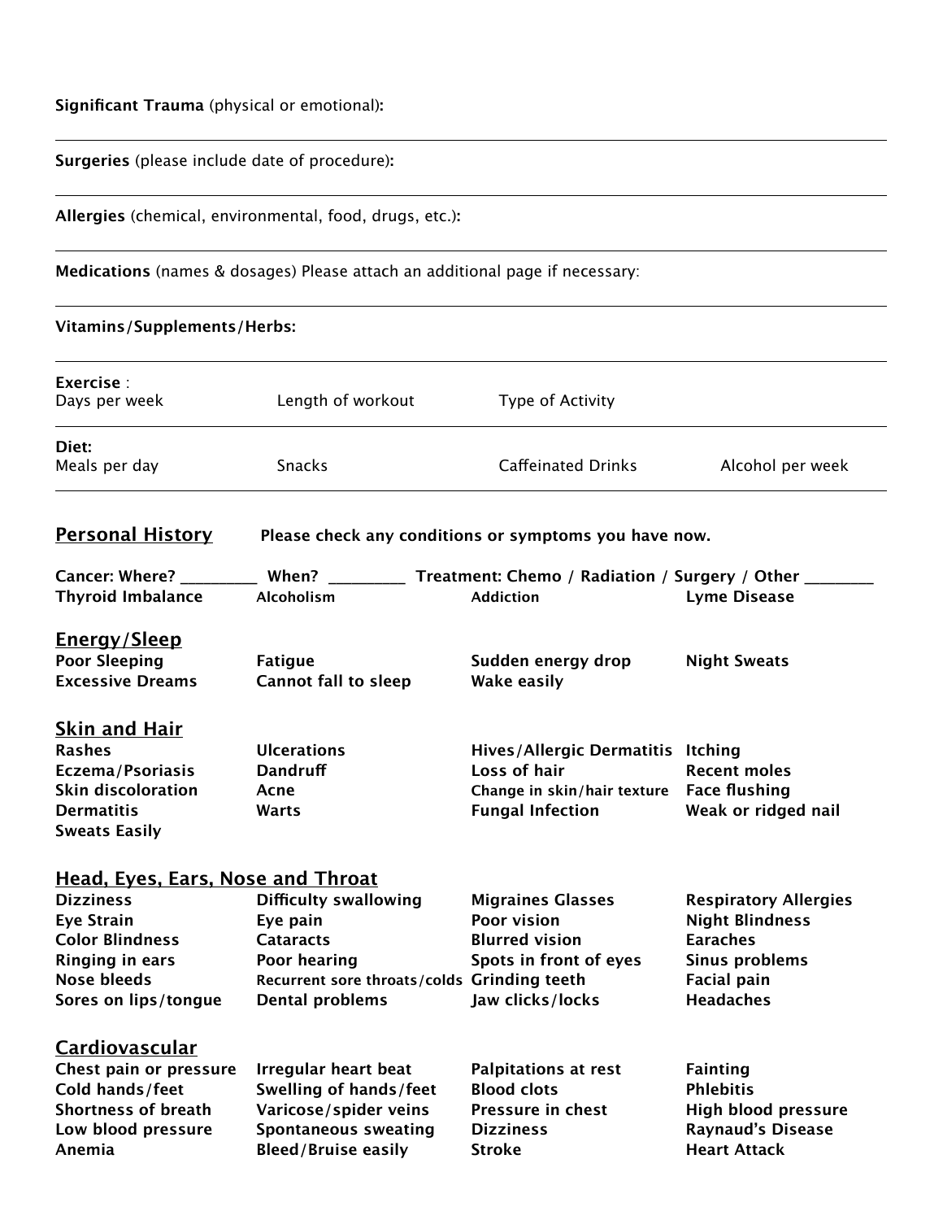**Significant Trauma** (physical or emotional)**:**

---

**Surgeries** (please include date of procedure)**:**

---

**Allergies** (chemical, environmental, food, drugs, etc.)**:**

---

**Medications** (names & dosages) Please attach an additional page if necessary:

---

**Vitamins/Supplements/Herbs:**

---

**Exercise** :

| Days per week | Length of workout | Type of Activity |
|---|---|---|
| | | |

**Diet:**

| Meals per day | Snacks | Caffeinated Drinks | Alcohol per week |
|---|---|---|---|
| | | | |

## Personal History

**Please check any conditions or symptoms you have now.**

**Cancer: Where? _________ When? _________ Treatment: Chemo / Radiation / Surgery / Other ________**

| | | | |
|---|---|---|---|
| **Thyroid Imbalance** | **Alcoholism** | **Addiction** | **Lyme Disease** |

### Energy/Sleep

| | | | |
|---|---|---|---|
| **Poor Sleeping** | **Fatigue** | **Sudden energy drop** | **Night Sweats** |
| **Excessive Dreams** | **Cannot fall to sleep** | **Wake easily** | |

### Skin and Hair

| | | | |
|---|---|---|---|
| **Rashes** | **Ulcerations** | **Hives/Allergic Dermatitis** | **Itching** |
| **Eczema/Psoriasis** | **Dandruff** | **Loss of hair** | **Recent moles** |
| **Skin discoloration** | **Acne** | **Change in skin/hair texture** | **Face flushing** |
| **Dermatitis** | **Warts** | **Fungal Infection** | **Weak or ridged nail** |
| **Sweats Easily** | | | |

### Head, Eyes, Ears, Nose and Throat

| | | | |
|---|---|---|---|
| **Dizziness** | **Difficulty swallowing** | **Migraines Glasses** | **Respiratory Allergies** |
| **Eye Strain** | **Eye pain** | **Poor vision** | **Night Blindness** |
| **Color Blindness** | **Cataracts** | **Blurred vision** | **Earaches** |
| **Ringing in ears** | **Poor hearing** | **Spots in front of eyes** | **Sinus problems** |
| **Nose bleeds** | **Recurrent sore throats/colds** | **Grinding teeth** | **Facial pain** |
| **Sores on lips/tongue** | **Dental problems** | **Jaw clicks/locks** | **Headaches** |

### Cardiovascular

| | | | |
|---|---|---|---|
| **Chest pain or pressure** | **Irregular heart beat** | **Palpitations at rest** | **Fainting** |
| **Cold hands/feet** | **Swelling of hands/feet** | **Blood clots** | **Phlebitis** |
| **Shortness of breath** | **Varicose/spider veins** | **Pressure in chest** | **High blood pressure** |
| **Low blood pressure** | **Spontaneous sweating** | **Dizziness** | **Raynaud's Disease** |
| **Anemia** | **Bleed/Bruise easily** | **Stroke** | **Heart Attack** |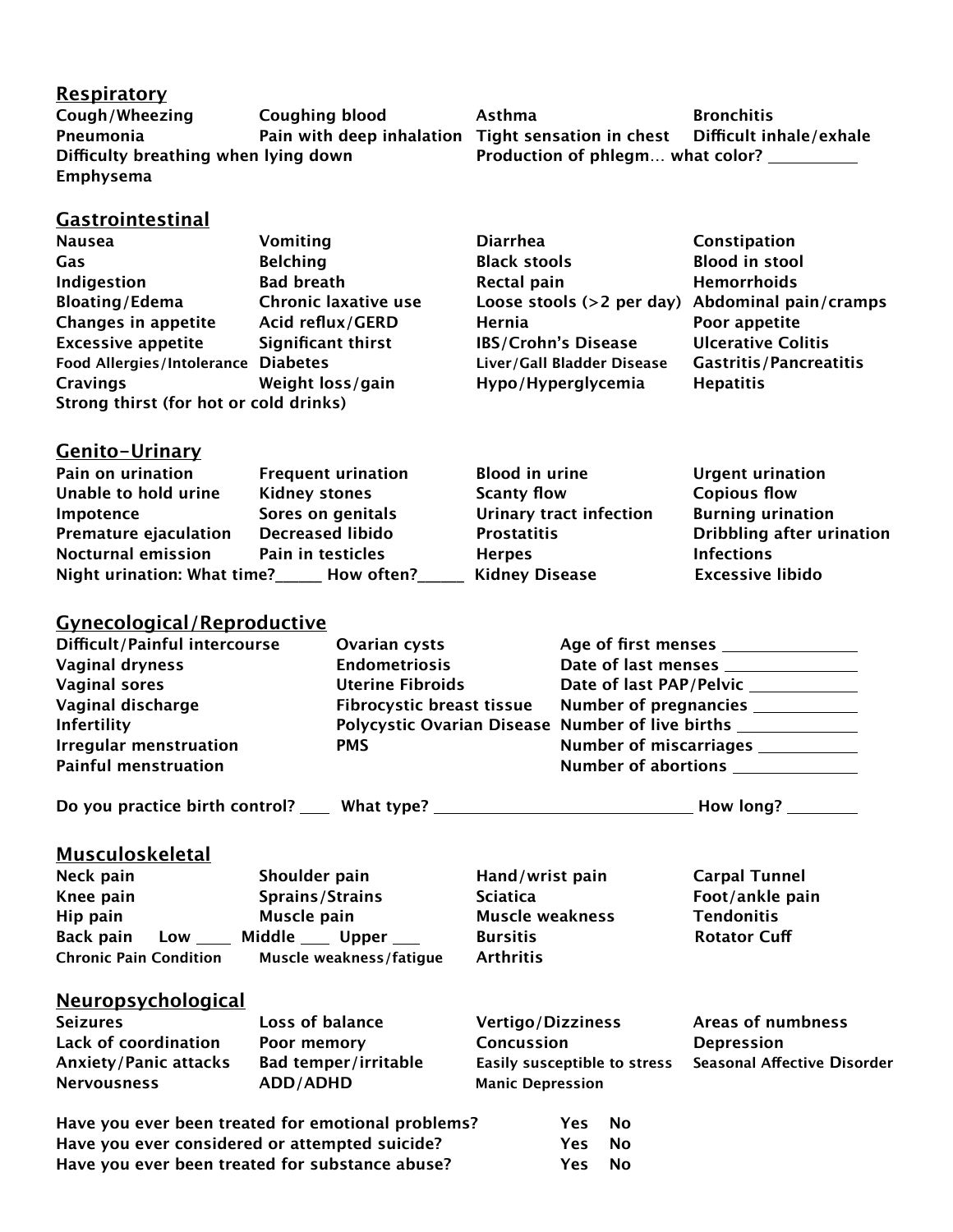## Respiratory

| | | | |
|---|---|---|---|
| Cough/Wheezing | Coughing blood | Asthma | Bronchitis |
| Pneumonia | Pain with deep inhalation | Tight sensation in chest | Difficult inhale/exhale |
| Difficulty breathing when lying down | | Production of phlegm… what color? ________ | |
| Emphysema | | | |

## Gastrointestinal

| | | | |
|---|---|---|---|
| Nausea | Vomiting | Diarrhea | Constipation |
| Gas | Belching | Black stools | Blood in stool |
| Indigestion | Bad breath | Rectal pain | Hemorrhoids |
| Bloating/Edema | Chronic laxative use | Loose stools (>2 per day) | Abdominal pain/cramps |
| Changes in appetite | Acid reflux/GERD | Hernia | Poor appetite |
| Excessive appetite | Significant thirst | IBS/Crohn's Disease | Ulcerative Colitis |
| Food Allergies/Intolerance | Diabetes | Liver/Gall Bladder Disease | Gastritis/Pancreatitis |
| Cravings | Weight loss/gain | Hypo/Hyperglycemia | Hepatitis |
| Strong thirst (for hot or cold drinks) | | | |

## Genito-Urinary

| | | | |
|---|---|---|---|
| Pain on urination | Frequent urination | Blood in urine | Urgent urination |
| Unable to hold urine | Kidney stones | Scanty flow | Copious flow |
| Impotence | Sores on genitals | Urinary tract infection | Burning urination |
| Premature ejaculation | Decreased libido | Prostatitis | Dribbling after urination |
| Nocturnal emission | Pain in testicles | Herpes | Infections |
| Night urination: What time?_____ | How often?_____ | Kidney Disease | Excessive libido |

## Gynecological/Reproductive

| | | |
|---|---|---|
| Difficult/Painful intercourse | Ovarian cysts | Age of first menses ______________ |
| Vaginal dryness | Endometriosis | Date of last menses ______________ |
| Vaginal sores | Uterine Fibroids | Date of last PAP/Pelvic ___________ |
| Vaginal discharge | Fibrocystic breast tissue | Number of pregnancies ___________ |
| Infertility | Polycystic Ovarian Disease | Number of live births ____________ |
| Irregular menstruation | PMS | Number of miscarriages ___________ |
| Painful menstruation | | Number of abortions _____________ |

Do you practice birth control? ___ What type? ____________________________ How long? _______

## Musculoskeletal

| | | | |
|---|---|---|---|
| Neck pain | Shoulder pain | Hand/wrist pain | Carpal Tunnel |
| Knee pain | Sprains/Strains | Sciatica | Foot/ankle pain |
| Hip pain | Muscle pain | Muscle weakness | Tendonitis |
| Back pain Low ____ | Middle ___ Upper ___ | Bursitis | Rotator Cuff |
| Chronic Pain Condition | Muscle weakness/fatigue | Arthritis | |

## Neuropsychological

| | | | |
|---|---|---|---|
| Seizures | Loss of balance | Vertigo/Dizziness | Areas of numbness |
| Lack of coordination | Poor memory | Concussion | Depression |
| Anxiety/Panic attacks | Bad temper/irritable | Easily susceptible to stress | Seasonal Affective Disorder |
| Nervousness | ADD/ADHD | Manic Depression | |

| | | |
|---|---|---|
| Have you ever been treated for emotional problems? | Yes | No |
| Have you ever considered or attempted suicide? | Yes | No |
| Have you ever been treated for substance abuse? | Yes | No |